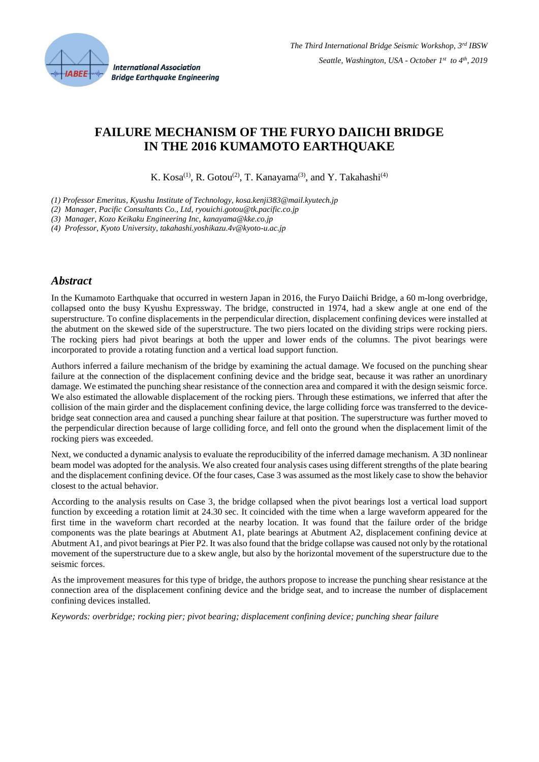# FAILURE MECHANISM OF THE FURYO DAIICHI BRIDGE IN THE 2016 KUMAMOTO EARTHQUAKE

K. Kosa[(1)], R. Gotou[(2)], T. Kanayama[(3)], and Y. Takahashi[(4)]

*(1) Professor Emeritus, Kyushu Institute of Technology, kosa.kenji383@mail.kyutech.jp*
*(2) Manager, Pacific Consultants Co., Ltd, ryouichi.gotou@tk.pacific.co.jp*
*(3) Manager, Kozo Keikaku Engineering Inc, kanayama@kke.co.jp*
*(4) Professor, Kyoto University, takahashi.yoshikazu.4v@kyoto-u.ac.jp*

## *Abstract*

In the Kumamoto Earthquake that occurred in western Japan in 2016, the Furyo Daiichi Bridge, a 60 m-long overbridge, collapsed onto the busy Kyushu Expressway. The bridge, constructed in 1974, had a skew angle at one end of the superstructure. To confine displacements in the perpendicular direction, displacement confining devices were installed at the abutment on the skewed side of the superstructure. The two piers located on the dividing strips were rocking piers. The rocking piers had pivot bearings at both the upper and lower ends of the columns. The pivot bearings were incorporated to provide a rotating function and a vertical load support function.

Authors inferred a failure mechanism of the bridge by examining the actual damage. We focused on the punching shear failure at the connection of the displacement confining device and the bridge seat, because it was rather an unordinary damage. We estimated the punching shear resistance of the connection area and compared it with the design seismic force. We also estimated the allowable displacement of the rocking piers. Through these estimations, we inferred that after the collision of the main girder and the displacement confining device, the large colliding force was transferred to the device-bridge seat connection area and caused a punching shear failure at that position. The superstructure was further moved to the perpendicular direction because of large colliding force, and fell onto the ground when the displacement limit of the rocking piers was exceeded.

Next, we conducted a dynamic analysis to evaluate the reproducibility of the inferred damage mechanism. A 3D nonlinear beam model was adopted for the analysis. We also created four analysis cases using different strengths of the plate bearing and the displacement confining device. Of the four cases, Case 3 was assumed as the most likely case to show the behavior closest to the actual behavior.

According to the analysis results on Case 3, the bridge collapsed when the pivot bearings lost a vertical load support function by exceeding a rotation limit at 24.30 sec. It coincided with the time when a large waveform appeared for the first time in the waveform chart recorded at the nearby location. It was found that the failure order of the bridge components was the plate bearings at Abutment A1, plate bearings at Abutment A2, displacement confining device at Abutment A1, and pivot bearings at Pier P2. It was also found that the bridge collapse was caused not only by the rotational movement of the superstructure due to a skew angle, but also by the horizontal movement of the superstructure due to the seismic forces.

As the improvement measures for this type of bridge, the authors propose to increase the punching shear resistance at the connection area of the displacement confining device and the bridge seat, and to increase the number of displacement confining devices installed.

*Keywords: overbridge; rocking pier; pivot bearing; displacement confining device; punching shear failure*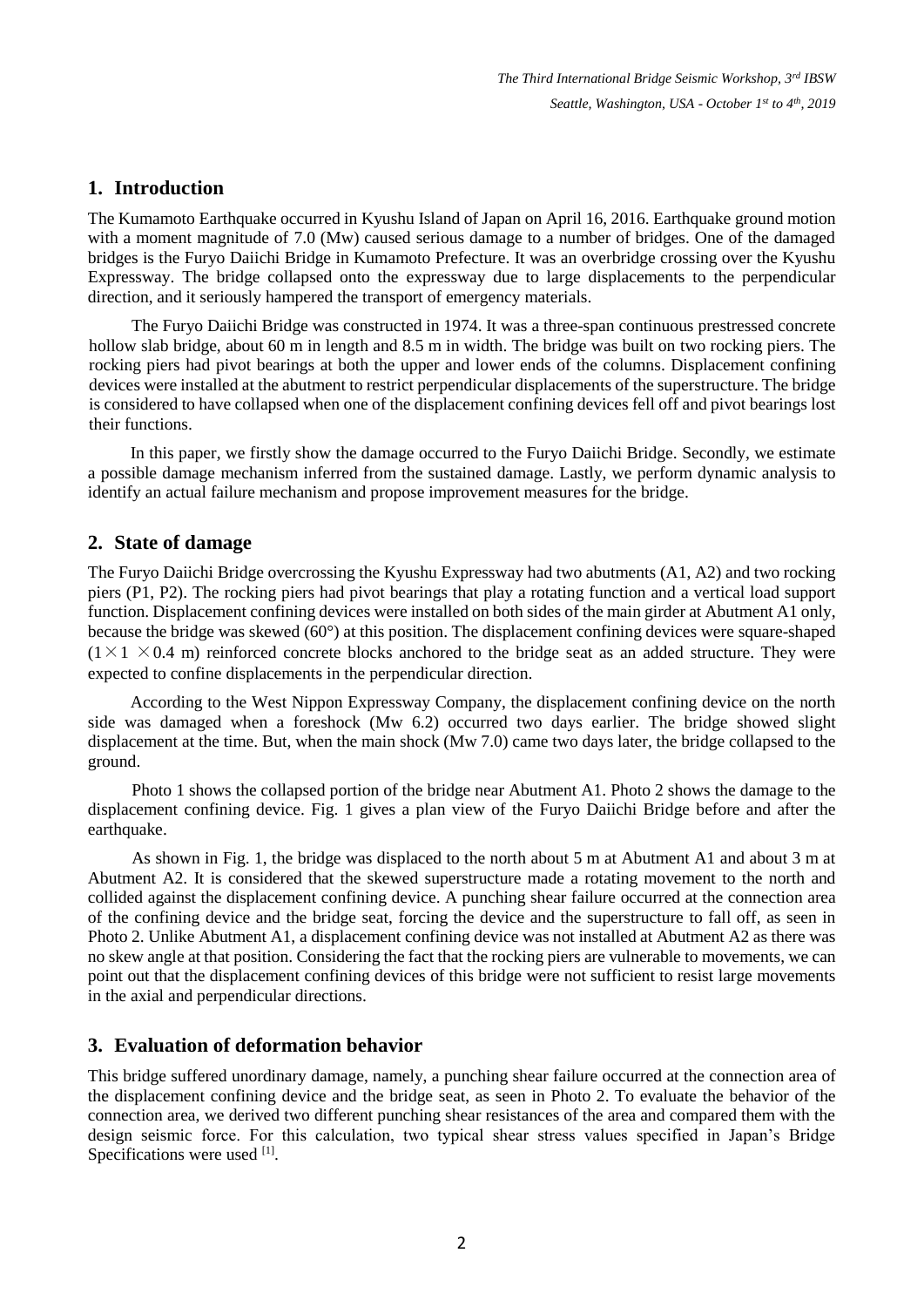## 1. Introduction

The Kumamoto Earthquake occurred in Kyushu Island of Japan on April 16, 2016. Earthquake ground motion with a moment magnitude of 7.0 (Mw) caused serious damage to a number of bridges. One of the damaged bridges is the Furyo Daiichi Bridge in Kumamoto Prefecture. It was an overbridge crossing over the Kyushu Expressway. The bridge collapsed onto the expressway due to large displacements to the perpendicular direction, and it seriously hampered the transport of emergency materials.

The Furyo Daiichi Bridge was constructed in 1974. It was a three-span continuous prestressed concrete hollow slab bridge, about 60 m in length and 8.5 m in width. The bridge was built on two rocking piers. The rocking piers had pivot bearings at both the upper and lower ends of the columns. Displacement confining devices were installed at the abutment to restrict perpendicular displacements of the superstructure. The bridge is considered to have collapsed when one of the displacement confining devices fell off and pivot bearings lost their functions.

In this paper, we firstly show the damage occurred to the Furyo Daiichi Bridge. Secondly, we estimate a possible damage mechanism inferred from the sustained damage. Lastly, we perform dynamic analysis to identify an actual failure mechanism and propose improvement measures for the bridge.

## 2. State of damage

The Furyo Daiichi Bridge overcrossing the Kyushu Expressway had two abutments (A1, A2) and two rocking piers (P1, P2). The rocking piers had pivot bearings that play a rotating function and a vertical load support function. Displacement confining devices were installed on both sides of the main girder at Abutment A1 only, because the bridge was skewed (60°) at this position. The displacement confining devices were square-shaped ($1 \times 1 \times 0.4$ m) reinforced concrete blocks anchored to the bridge seat as an added structure. They were expected to confine displacements in the perpendicular direction.

According to the West Nippon Expressway Company, the displacement confining device on the north side was damaged when a foreshock (Mw 6.2) occurred two days earlier. The bridge showed slight displacement at the time. But, when the main shock (Mw 7.0) came two days later, the bridge collapsed to the ground.

Photo 1 shows the collapsed portion of the bridge near Abutment A1. Photo 2 shows the damage to the displacement confining device. Fig. 1 gives a plan view of the Furyo Daiichi Bridge before and after the earthquake.

As shown in Fig. 1, the bridge was displaced to the north about 5 m at Abutment A1 and about 3 m at Abutment A2. It is considered that the skewed superstructure made a rotating movement to the north and collided against the displacement confining device. A punching shear failure occurred at the connection area of the confining device and the bridge seat, forcing the device and the superstructure to fall off, as seen in Photo 2. Unlike Abutment A1, a displacement confining device was not installed at Abutment A2 as there was no skew angle at that position. Considering the fact that the rocking piers are vulnerable to movements, we can point out that the displacement confining devices of this bridge were not sufficient to resist large movements in the axial and perpendicular directions.

## 3. Evaluation of deformation behavior

This bridge suffered unordinary damage, namely, a punching shear failure occurred at the connection area of the displacement confining device and the bridge seat, as seen in Photo 2. To evaluate the behavior of the connection area, we derived two different punching shear resistances of the area and compared them with the design seismic force. For this calculation, two typical shear stress values specified in Japan's Bridge Specifications were used [1].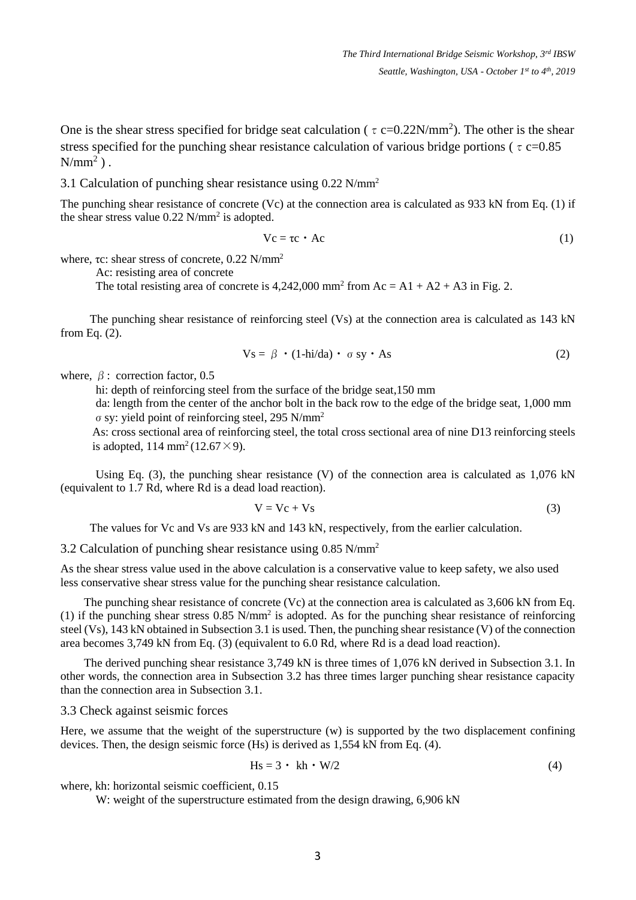One is the shear stress specified for bridge seat calculation ( $\tau$ c=0.22N/mm$^2$). The other is the shear stress specified for the punching shear resistance calculation of various bridge portions ( $\tau$ c=0.85 N/mm$^2$ ) .

### 3.1 Calculation of punching shear resistance using 0.22 N/mm$^2$

The punching shear resistance of concrete (Vc) at the connection area is calculated as 933 kN from Eq. (1) if the shear stress value 0.22 N/mm$^2$ is adopted.

$$Vc = \tau c \cdot Ac \tag{1}$$

where, $\tau$c: shear stress of concrete, 0.22 N/mm$^2$

Ac: resisting area of concrete

The total resisting area of concrete is 4,242,000 mm$^2$ from Ac = A1 + A2 + A3 in Fig. 2.

The punching shear resistance of reinforcing steel (Vs) at the connection area is calculated as 143 kN from Eq. (2).

$$Vs = \beta \cdot (1\text{-}hi/da) \cdot \sigma sy \cdot As \tag{2}$$

where, $\beta$ : correction factor, 0.5

hi: depth of reinforcing steel from the surface of the bridge seat,150 mm

da: length from the center of the anchor bolt in the back row to the edge of the bridge seat, 1,000 mm

$\sigma$ sy: yield point of reinforcing steel, 295 N/mm$^2$

As: cross sectional area of reinforcing steel, the total cross sectional area of nine D13 reinforcing steels is adopted, 114 mm$^2$ (12.67$\times$9).

Using Eq. (3), the punching shear resistance (V) of the connection area is calculated as 1,076 kN (equivalent to 1.7 Rd, where Rd is a dead load reaction).

$$V = Vc + Vs \tag{3}$$

The values for Vc and Vs are 933 kN and 143 kN, respectively, from the earlier calculation.

### 3.2 Calculation of punching shear resistance using 0.85 N/mm$^2$

As the shear stress value used in the above calculation is a conservative value to keep safety, we also used less conservative shear stress value for the punching shear resistance calculation.

The punching shear resistance of concrete (Vc) at the connection area is calculated as 3,606 kN from Eq. (1) if the punching shear stress 0.85 N/mm$^2$ is adopted. As for the punching shear resistance of reinforcing steel (Vs), 143 kN obtained in Subsection 3.1 is used. Then, the punching shear resistance (V) of the connection area becomes 3,749 kN from Eq. (3) (equivalent to 6.0 Rd, where Rd is a dead load reaction).

The derived punching shear resistance 3,749 kN is three times of 1,076 kN derived in Subsection 3.1. In other words, the connection area in Subsection 3.2 has three times larger punching shear resistance capacity than the connection area in Subsection 3.1.

### 3.3 Check against seismic forces

Here, we assume that the weight of the superstructure (w) is supported by the two displacement confining devices. Then, the design seismic force (Hs) is derived as 1,554 kN from Eq. (4).

$$Hs = 3 \cdot kh \cdot W/2 \tag{4}$$

where, kh: horizontal seismic coefficient, 0.15

W: weight of the superstructure estimated from the design drawing, 6,906 kN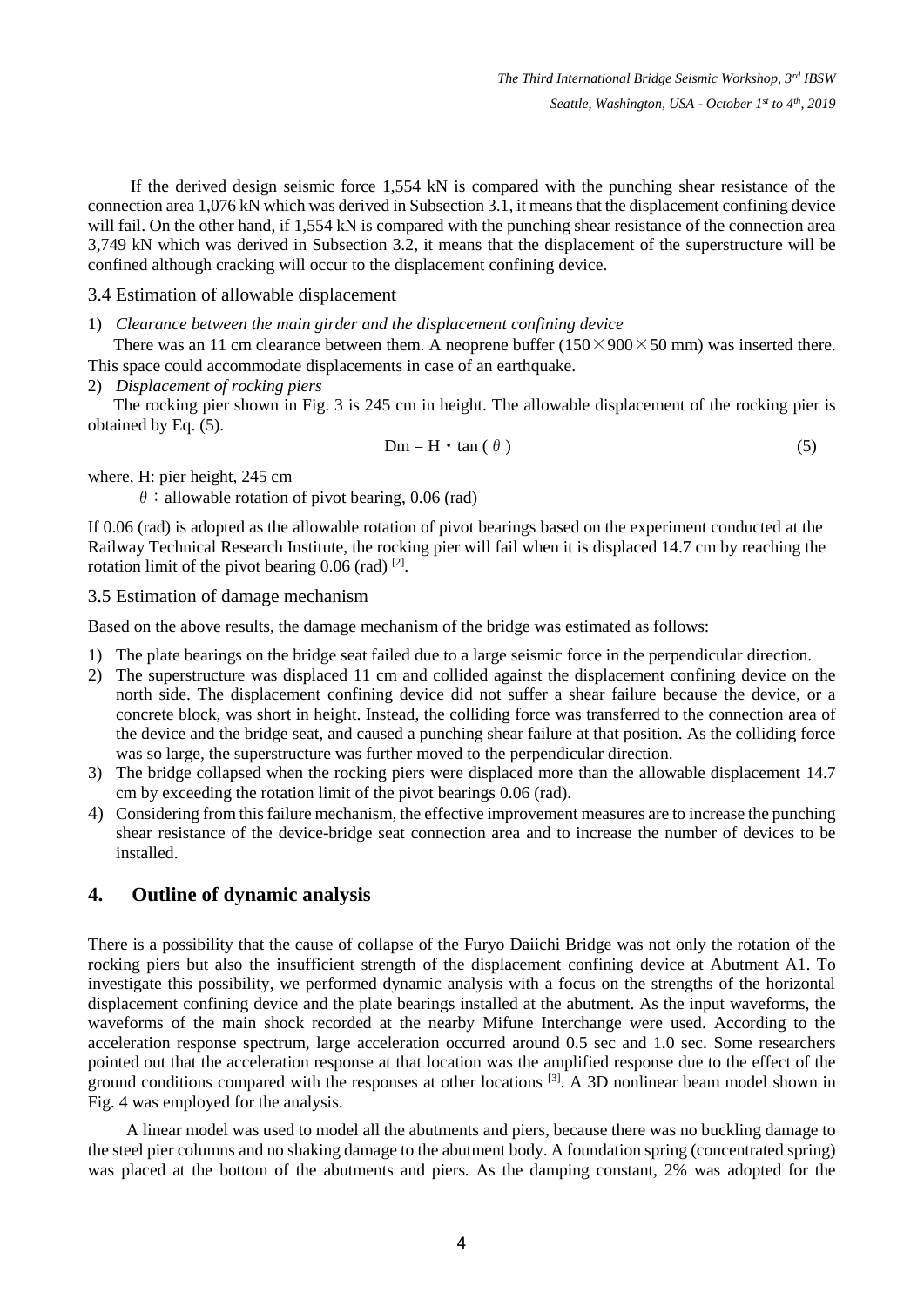If the derived design seismic force 1,554 kN is compared with the punching shear resistance of the connection area 1,076 kN which was derived in Subsection 3.1, it means that the displacement confining device will fail. On the other hand, if 1,554 kN is compared with the punching shear resistance of the connection area 3,749 kN which was derived in Subsection 3.2, it means that the displacement of the superstructure will be confined although cracking will occur to the displacement confining device.

### 3.4 Estimation of allowable displacement

1) *Clearance between the main girder and the displacement confining device*

There was an 11 cm clearance between them. A neoprene buffer (150×900×50 mm) was inserted there. This space could accommodate displacements in case of an earthquake.

2) *Displacement of rocking piers*

The rocking pier shown in Fig. 3 is 245 cm in height. The allowable displacement of the rocking pier is obtained by Eq. (5).

$$Dm = H \cdot \tan(\theta) \tag{5}$$

where, H: pier height, 245 cm

$\theta$ : allowable rotation of pivot bearing, 0.06 (rad)

If 0.06 (rad) is adopted as the allowable rotation of pivot bearings based on the experiment conducted at the Railway Technical Research Institute, the rocking pier will fail when it is displaced 14.7 cm by reaching the rotation limit of the pivot bearing 0.06 (rad) [2].

### 3.5 Estimation of damage mechanism

Based on the above results, the damage mechanism of the bridge was estimated as follows:

1) The plate bearings on the bridge seat failed due to a large seismic force in the perpendicular direction.
2) The superstructure was displaced 11 cm and collided against the displacement confining device on the north side. The displacement confining device did not suffer a shear failure because the device, or a concrete block, was short in height. Instead, the colliding force was transferred to the connection area of the device and the bridge seat, and caused a punching shear failure at that position. As the colliding force was so large, the superstructure was further moved to the perpendicular direction.
3) The bridge collapsed when the rocking piers were displaced more than the allowable displacement 14.7 cm by exceeding the rotation limit of the pivot bearings 0.06 (rad).
4) Considering from this failure mechanism, the effective improvement measures are to increase the punching shear resistance of the device-bridge seat connection area and to increase the number of devices to be installed.

## 4. Outline of dynamic analysis

There is a possibility that the cause of collapse of the Furyo Daiichi Bridge was not only the rotation of the rocking piers but also the insufficient strength of the displacement confining device at Abutment A1. To investigate this possibility, we performed dynamic analysis with a focus on the strengths of the horizontal displacement confining device and the plate bearings installed at the abutment. As the input waveforms, the waveforms of the main shock recorded at the nearby Mifune Interchange were used. According to the acceleration response spectrum, large acceleration occurred around 0.5 sec and 1.0 sec. Some researchers pointed out that the acceleration response at that location was the amplified response due to the effect of the ground conditions compared with the responses at other locations [3]. A 3D nonlinear beam model shown in Fig. 4 was employed for the analysis.

A linear model was used to model all the abutments and piers, because there was no buckling damage to the steel pier columns and no shaking damage to the abutment body. A foundation spring (concentrated spring) was placed at the bottom of the abutments and piers. As the damping constant, 2% was adopted for the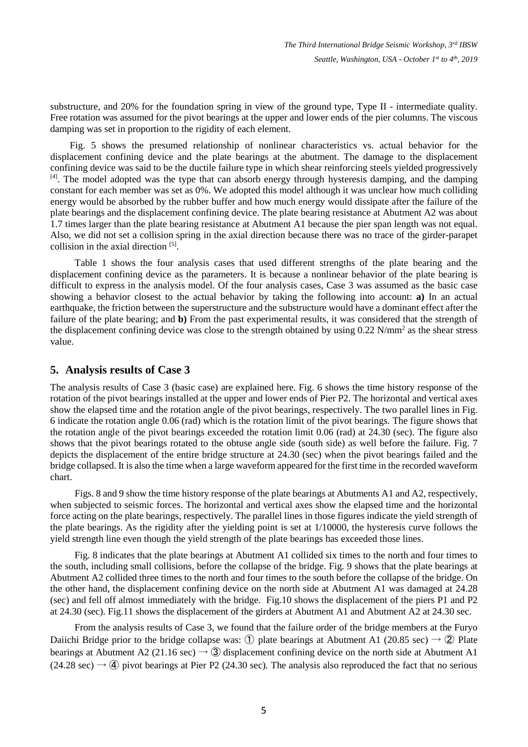substructure, and 20% for the foundation spring in view of the ground type, Type II - intermediate quality. Free rotation was assumed for the pivot bearings at the upper and lower ends of the pier columns. The viscous damping was set in proportion to the rigidity of each element.

Fig. 5 shows the presumed relationship of nonlinear characteristics vs. actual behavior for the displacement confining device and the plate bearings at the abutment. The damage to the displacement confining device was said to be the ductile failure type in which shear reinforcing steels yielded progressively [4]. The model adopted was the type that can absorb energy through hysteresis damping, and the damping constant for each member was set as 0%. We adopted this model although it was unclear how much colliding energy would be absorbed by the rubber buffer and how much energy would dissipate after the failure of the plate bearings and the displacement confining device. The plate bearing resistance at Abutment A2 was about 1.7 times larger than the plate bearing resistance at Abutment A1 because the pier span length was not equal. Also, we did not set a collision spring in the axial direction because there was no trace of the girder-parapet collision in the axial direction [5].

Table 1 shows the four analysis cases that used different strengths of the plate bearing and the displacement confining device as the parameters. It is because a nonlinear behavior of the plate bearing is difficult to express in the analysis model. Of the four analysis cases, Case 3 was assumed as the basic case showing a behavior closest to the actual behavior by taking the following into account: **a)** In an actual earthquake, the friction between the superstructure and the substructure would have a dominant effect after the failure of the plate bearing; and **b)** From the past experimental results, it was considered that the strength of the displacement confining device was close to the strength obtained by using 0.22 N/mm$^2$ as the shear stress value.

## 5. Analysis results of Case 3

The analysis results of Case 3 (basic case) are explained here. Fig. 6 shows the time history response of the rotation of the pivot bearings installed at the upper and lower ends of Pier P2. The horizontal and vertical axes show the elapsed time and the rotation angle of the pivot bearings, respectively. The two parallel lines in Fig. 6 indicate the rotation angle 0.06 (rad) which is the rotation limit of the pivot bearings. The figure shows that the rotation angle of the pivot bearings exceeded the rotation limit 0.06 (rad) at 24.30 (sec). The figure also shows that the pivot bearings rotated to the obtuse angle side (south side) as well before the failure. Fig. 7 depicts the displacement of the entire bridge structure at 24.30 (sec) when the pivot bearings failed and the bridge collapsed. It is also the time when a large waveform appeared for the first time in the recorded waveform chart.

Figs. 8 and 9 show the time history response of the plate bearings at Abutments A1 and A2, respectively, when subjected to seismic forces. The horizontal and vertical axes show the elapsed time and the horizontal force acting on the plate bearings, respectively. The parallel lines in those figures indicate the yield strength of the plate bearings. As the rigidity after the yielding point is set at 1/10000, the hysteresis curve follows the yield strength line even though the yield strength of the plate bearings has exceeded those lines.

Fig. 8 indicates that the plate bearings at Abutment A1 collided six times to the north and four times to the south, including small collisions, before the collapse of the bridge. Fig. 9 shows that the plate bearings at Abutment A2 collided three times to the north and four times to the south before the collapse of the bridge. On the other hand, the displacement confining device on the north side at Abutment A1 was damaged at 24.28 (sec) and fell off almost immediately with the bridge. Fig.10 shows the displacement of the piers P1 and P2 at 24.30 (sec). Fig.11 shows the displacement of the girders at Abutment A1 and Abutment A2 at 24.30 sec.

From the analysis results of Case 3, we found that the failure order of the bridge members at the Furyo Daiichi Bridge prior to the bridge collapse was: ① plate bearings at Abutment A1 (20.85 sec) → ② Plate bearings at Abutment A2 (21.16 sec) → ③ displacement confining device on the north side at Abutment A1 (24.28 sec) → ④ pivot bearings at Pier P2 (24.30 sec). The analysis also reproduced the fact that no serious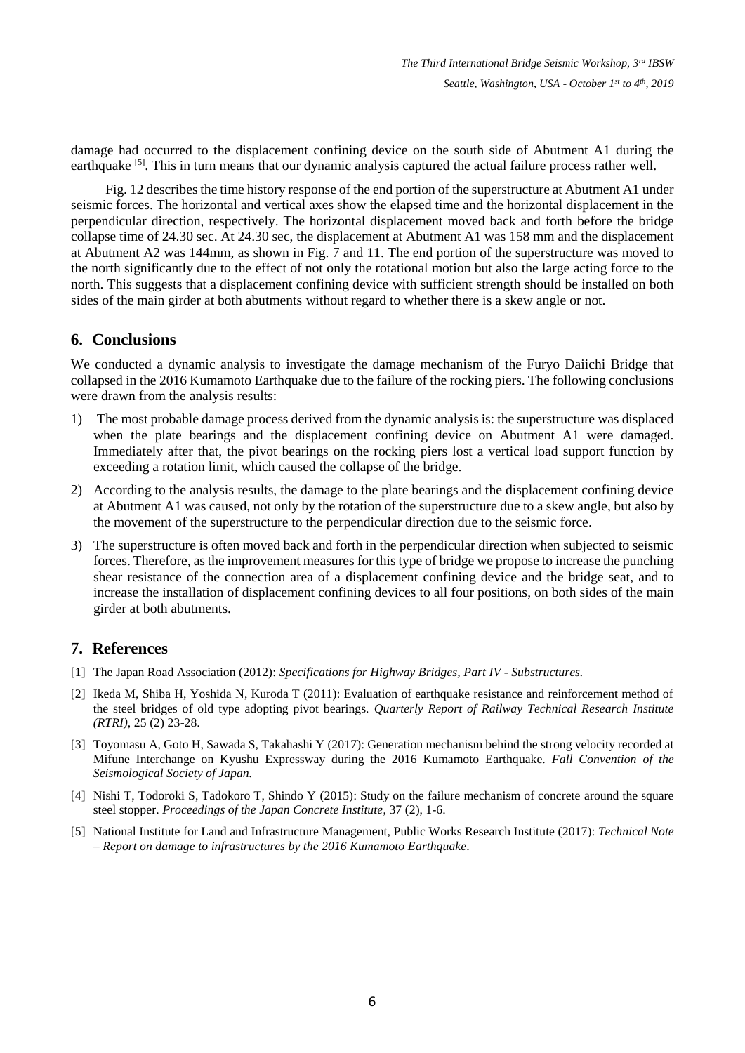damage had occurred to the displacement confining device on the south side of Abutment A1 during the earthquake [5]. This in turn means that our dynamic analysis captured the actual failure process rather well.

Fig. 12 describes the time history response of the end portion of the superstructure at Abutment A1 under seismic forces. The horizontal and vertical axes show the elapsed time and the horizontal displacement in the perpendicular direction, respectively. The horizontal displacement moved back and forth before the bridge collapse time of 24.30 sec. At 24.30 sec, the displacement at Abutment A1 was 158 mm and the displacement at Abutment A2 was 144mm, as shown in Fig. 7 and 11. The end portion of the superstructure was moved to the north significantly due to the effect of not only the rotational motion but also the large acting force to the north. This suggests that a displacement confining device with sufficient strength should be installed on both sides of the main girder at both abutments without regard to whether there is a skew angle or not.

## 6. Conclusions

We conducted a dynamic analysis to investigate the damage mechanism of the Furyo Daiichi Bridge that collapsed in the 2016 Kumamoto Earthquake due to the failure of the rocking piers. The following conclusions were drawn from the analysis results:

1) The most probable damage process derived from the dynamic analysis is: the superstructure was displaced when the plate bearings and the displacement confining device on Abutment A1 were damaged. Immediately after that, the pivot bearings on the rocking piers lost a vertical load support function by exceeding a rotation limit, which caused the collapse of the bridge.
2) According to the analysis results, the damage to the plate bearings and the displacement confining device at Abutment A1 was caused, not only by the rotation of the superstructure due to a skew angle, but also by the movement of the superstructure to the perpendicular direction due to the seismic force.
3) The superstructure is often moved back and forth in the perpendicular direction when subjected to seismic forces. Therefore, as the improvement measures for this type of bridge we propose to increase the punching shear resistance of the connection area of a displacement confining device and the bridge seat, and to increase the installation of displacement confining devices to all four positions, on both sides of the main girder at both abutments.

## 7. References

[1] The Japan Road Association (2012): *Specifications for Highway Bridges, Part IV - Substructures.*

[2] Ikeda M, Shiba H, Yoshida N, Kuroda T (2011): Evaluation of earthquake resistance and reinforcement method of the steel bridges of old type adopting pivot bearings. *Quarterly Report of Railway Technical Research Institute (RTRI)*, 25 (2) 23-28.

[3] Toyomasu A, Goto H, Sawada S, Takahashi Y (2017): Generation mechanism behind the strong velocity recorded at Mifune Interchange on Kyushu Expressway during the 2016 Kumamoto Earthquake. *Fall Convention of the Seismological Society of Japan.*

[4] Nishi T, Todoroki S, Tadokoro T, Shindo Y (2015): Study on the failure mechanism of concrete around the square steel stopper. *Proceedings of the Japan Concrete Institute*, 37 (2), 1-6.

[5] National Institute for Land and Infrastructure Management, Public Works Research Institute (2017): *Technical Note – Report on damage to infrastructures by the 2016 Kumamoto Earthquake*.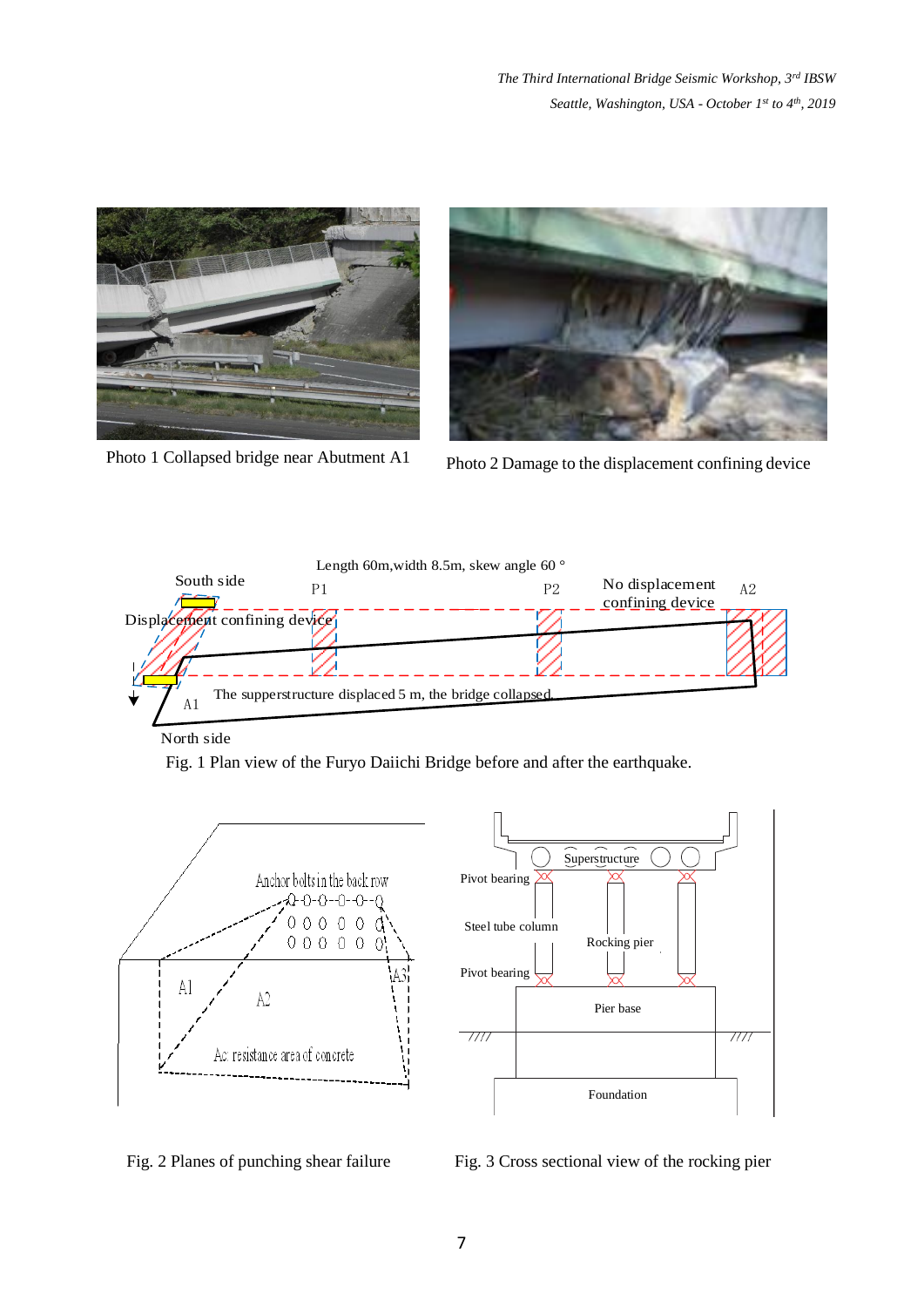Photo 1 Collapsed bridge near Abutment A1

Photo 2 Damage to the displacement confining device

Fig. 1 Plan view of the Furyo Daiichi Bridge before and after the earthquake.

Fig. 2 Planes of punching shear failure

Fig. 3 Cross sectional view of the rocking pier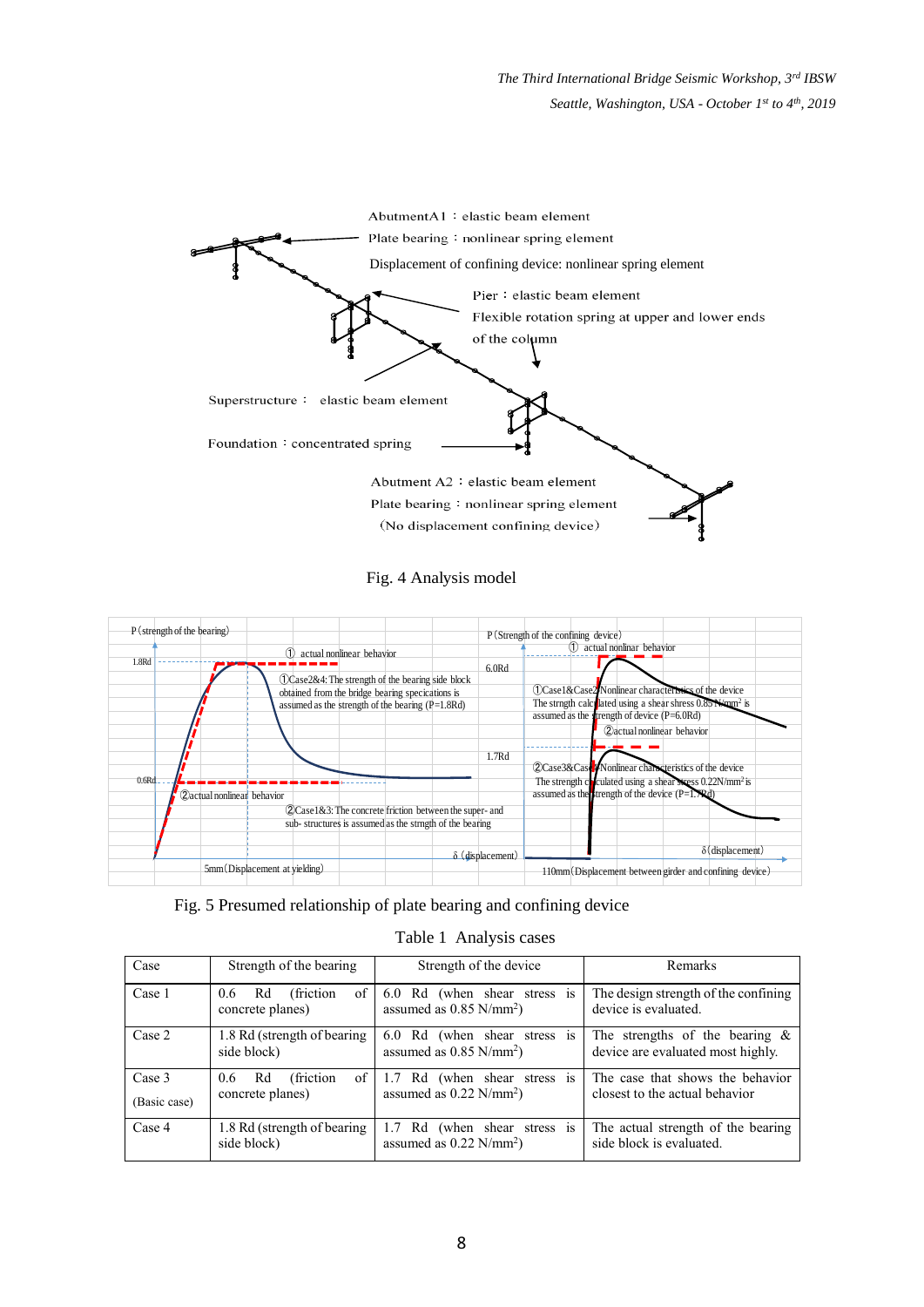Fig. 4 Analysis model

Fig. 5 Presumed relationship of plate bearing and confining device

Table 1 Analysis cases

| Case | Strength of the bearing | Strength of the device | Remarks |
|---|---|---|---|
| Case 1 | 0.6 Rd (friction of concrete planes) | 6.0 Rd (when shear stress is assumed as 0.85 N/mm$^2$) | The design strength of the confining device is evaluated. |
| Case 2 | 1.8 Rd (strength of bearing side block) | 6.0 Rd (when shear stress is assumed as 0.85 N/mm$^2$) | The strengths of the bearing & device are evaluated most highly. |
| Case 3 (Basic case) | 0.6 Rd (friction of concrete planes) | 1.7 Rd (when shear stress is assumed as 0.22 N/mm$^2$) | The case that shows the behavior closest to the actual behavior |
| Case 4 | 1.8 Rd (strength of bearing side block) | 1.7 Rd (when shear stress is assumed as 0.22 N/mm$^2$) | The actual strength of the bearing side block is evaluated. |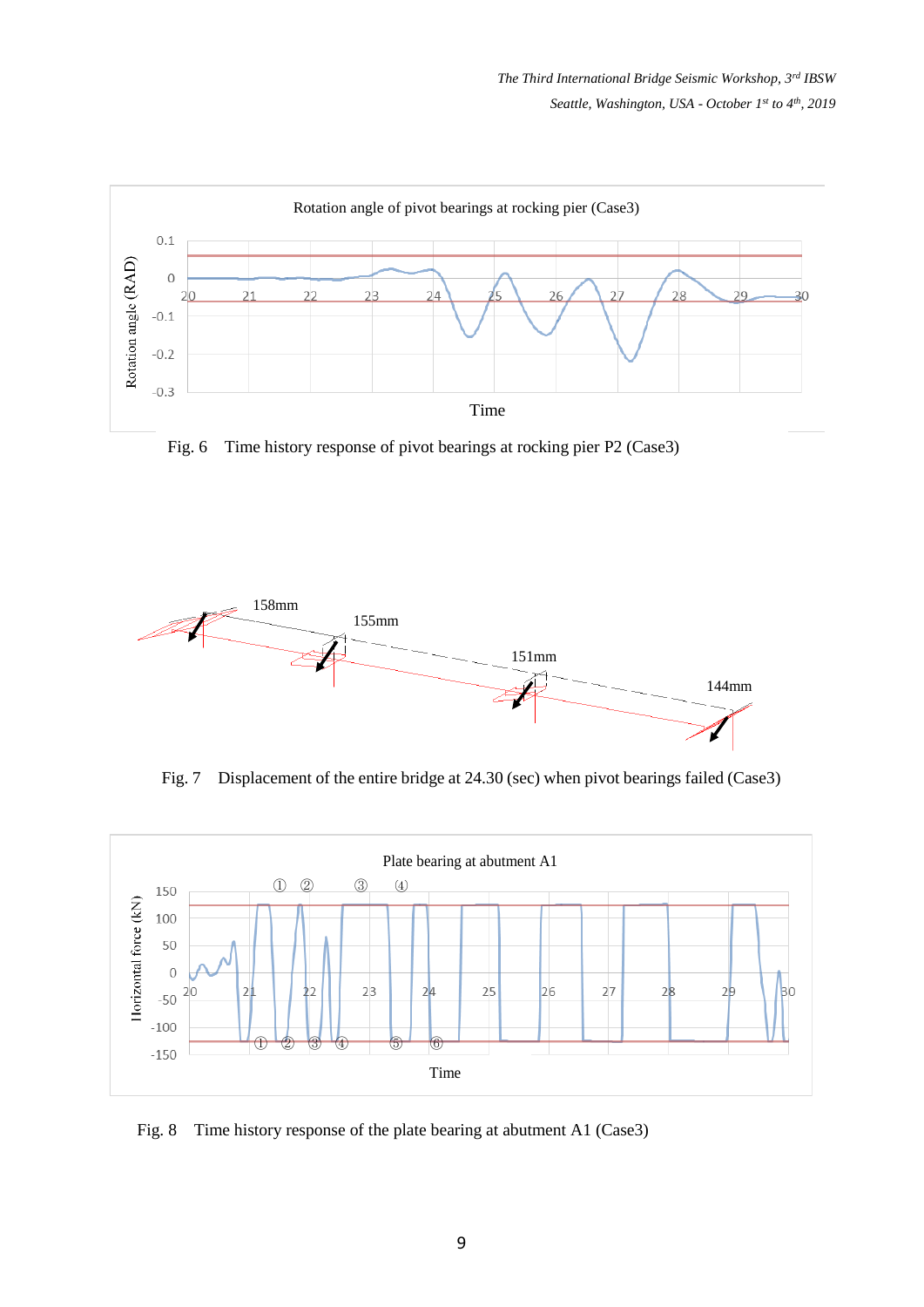Fig. 6 Time history response of pivot bearings at rocking pier P2 (Case3)

Fig. 7 Displacement of the entire bridge at 24.30 (sec) when pivot bearings failed (Case3)

Fig. 8 Time history response of the plate bearing at abutment A1 (Case3)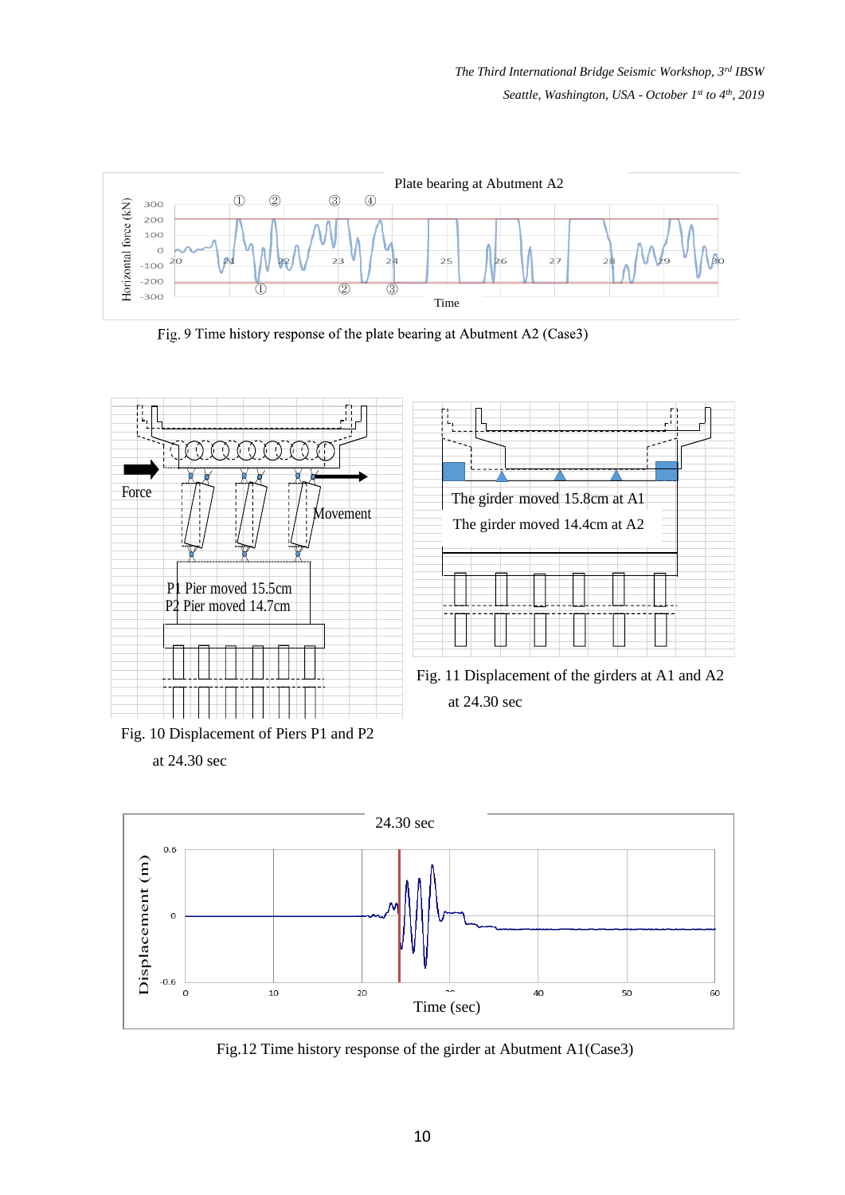Plate bearing at Abutment A2

Horizontal force (kN)

300
200
100
0
-100
-200
-300

20 21 22 23 24 25 26 27 28 29 30

Time

① ② ③ ④

① ② ③

Fig. 9 Time history response of the plate bearing at Abutment A2 (Case3)

Force

Movement

P1 Pier moved 15.5cm

P2 Pier moved 14.7cm

Fig. 10 Displacement of Piers P1 and P2 at 24.30 sec

The girder moved 15.8cm at A1

The girder moved 14.4cm at A2

Fig. 11 Displacement of the girders at A1 and A2 at 24.30 sec

24.30 sec

Displacement (m)

0.6
0
-0.6

0 10 20 30 40 50 60

Time (sec)

Fig.12 Time history response of the girder at Abutment A1(Case3)